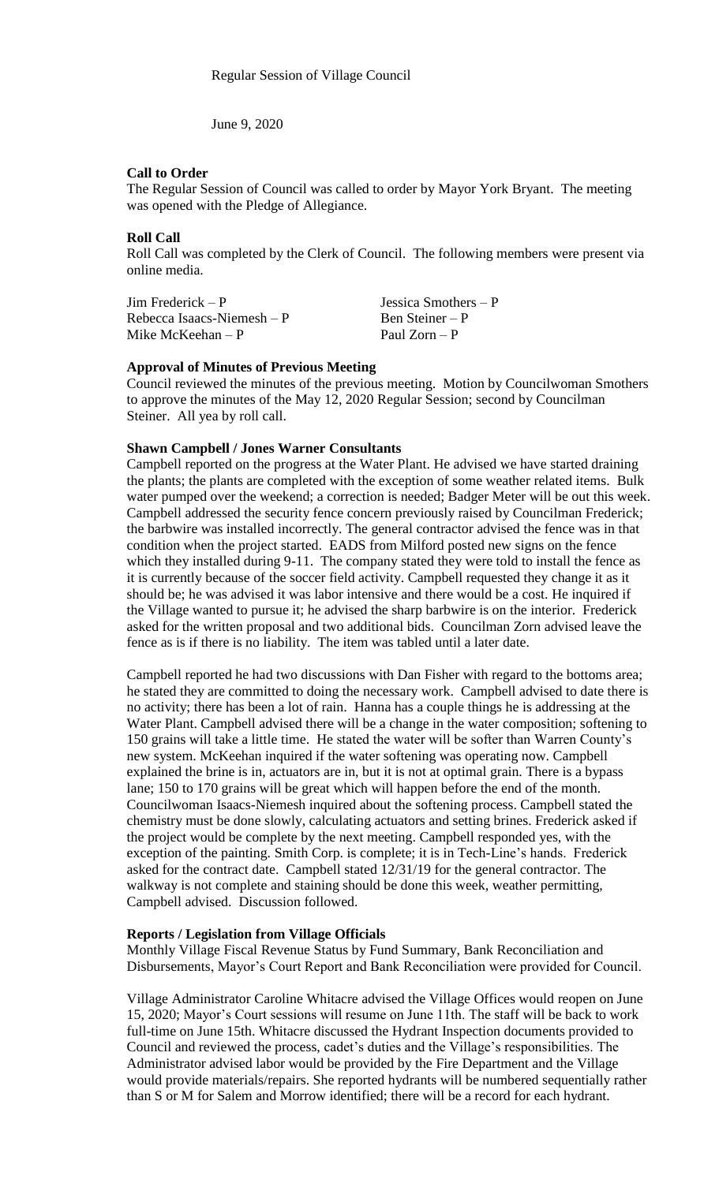Regular Session of Village Council

June 9, 2020

**Call to Order**

The Regular Session of Council was called to order by Mayor York Bryant. The meeting was opened with the Pledge of Allegiance.

**Roll Call**

Roll Call was completed by the Clerk of Council. The following members were present via online media.

Jim Frederick – P
Rebecca Isaacs-Niemesh – P
Mike McKeehan – P
Jessica Smothers – P
Ben Steiner – P
Paul Zorn – P

**Approval of Minutes of Previous Meeting**

Council reviewed the minutes of the previous meeting. Motion by Councilwoman Smothers to approve the minutes of the May 12, 2020 Regular Session; second by Councilman Steiner. All yea by roll call.

**Shawn Campbell / Jones Warner Consultants**

Campbell reported on the progress at the Water Plant. He advised we have started draining the plants; the plants are completed with the exception of some weather related items. Bulk water pumped over the weekend; a correction is needed; Badger Meter will be out this week. Campbell addressed the security fence concern previously raised by Councilman Frederick; the barbwire was installed incorrectly. The general contractor advised the fence was in that condition when the project started. EADS from Milford posted new signs on the fence which they installed during 9-11. The company stated they were told to install the fence as it is currently because of the soccer field activity. Campbell requested they change it as it should be; he was advised it was labor intensive and there would be a cost. He inquired if the Village wanted to pursue it; he advised the sharp barbwire is on the interior. Frederick asked for the written proposal and two additional bids. Councilman Zorn advised leave the fence as is if there is no liability. The item was tabled until a later date.

Campbell reported he had two discussions with Dan Fisher with regard to the bottoms area; he stated they are committed to doing the necessary work. Campbell advised to date there is no activity; there has been a lot of rain. Hanna has a couple things he is addressing at the Water Plant. Campbell advised there will be a change in the water composition; softening to 150 grains will take a little time. He stated the water will be softer than Warren County's new system. McKeehan inquired if the water softening was operating now. Campbell explained the brine is in, actuators are in, but it is not at optimal grain. There is a bypass lane; 150 to 170 grains will be great which will happen before the end of the month. Councilwoman Isaacs-Niemesh inquired about the softening process. Campbell stated the chemistry must be done slowly, calculating actuators and setting brines. Frederick asked if the project would be complete by the next meeting. Campbell responded yes, with the exception of the painting. Smith Corp. is complete; it is in Tech-Line's hands. Frederick asked for the contract date. Campbell stated 12/31/19 for the general contractor. The walkway is not complete and staining should be done this week, weather permitting, Campbell advised. Discussion followed.

**Reports / Legislation from Village Officials**

Monthly Village Fiscal Revenue Status by Fund Summary, Bank Reconciliation and Disbursements, Mayor's Court Report and Bank Reconciliation were provided for Council.

Village Administrator Caroline Whitacre advised the Village Offices would reopen on June 15, 2020; Mayor's Court sessions will resume on June 11th. The staff will be back to work full-time on June 15th. Whitacre discussed the Hydrant Inspection documents provided to Council and reviewed the process, cadet's duties and the Village's responsibilities. The Administrator advised labor would be provided by the Fire Department and the Village would provide materials/repairs. She reported hydrants will be numbered sequentially rather than S or M for Salem and Morrow identified; there will be a record for each hydrant.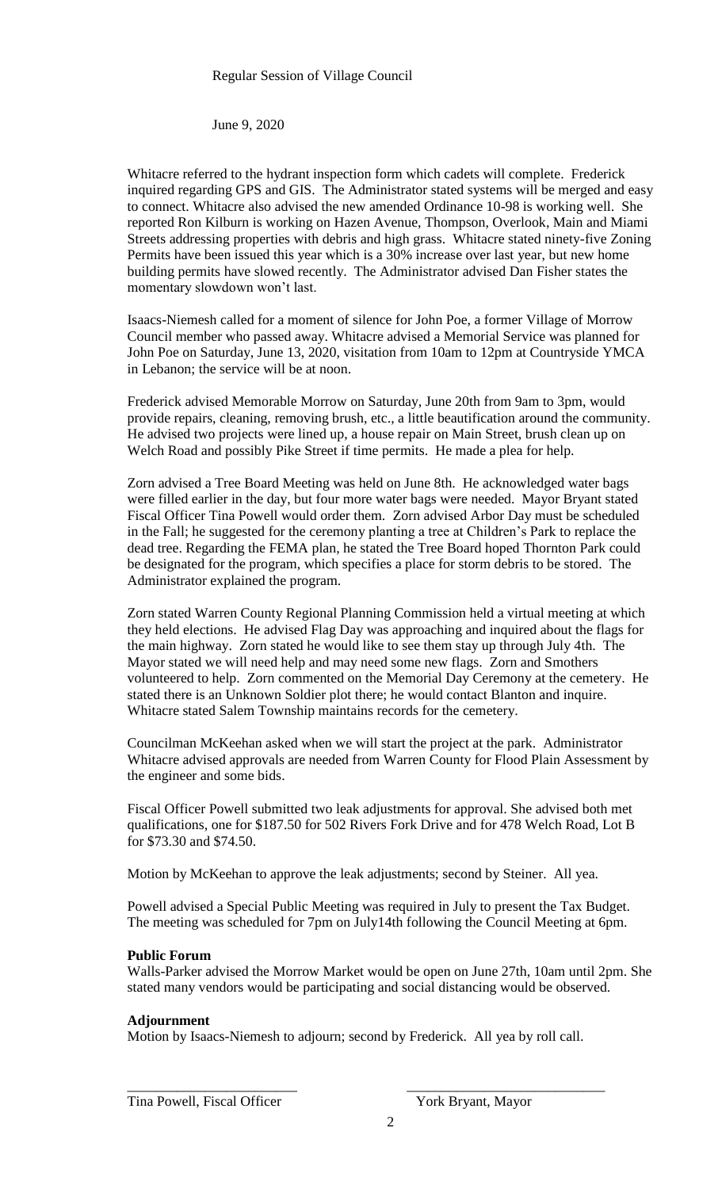Regular Session of Village Council

June 9, 2020

Whitacre referred to the hydrant inspection form which cadets will complete. Frederick inquired regarding GPS and GIS. The Administrator stated systems will be merged and easy to connect. Whitacre also advised the new amended Ordinance 10-98 is working well. She reported Ron Kilburn is working on Hazen Avenue, Thompson, Overlook, Main and Miami Streets addressing properties with debris and high grass. Whitacre stated ninety-five Zoning Permits have been issued this year which is a 30% increase over last year, but new home building permits have slowed recently. The Administrator advised Dan Fisher states the momentary slowdown won't last.

Isaacs-Niemesh called for a moment of silence for John Poe, a former Village of Morrow Council member who passed away. Whitacre advised a Memorial Service was planned for John Poe on Saturday, June 13, 2020, visitation from 10am to 12pm at Countryside YMCA in Lebanon; the service will be at noon.

Frederick advised Memorable Morrow on Saturday, June 20th from 9am to 3pm, would provide repairs, cleaning, removing brush, etc., a little beautification around the community. He advised two projects were lined up, a house repair on Main Street, brush clean up on Welch Road and possibly Pike Street if time permits. He made a plea for help.

Zorn advised a Tree Board Meeting was held on June 8th. He acknowledged water bags were filled earlier in the day, but four more water bags were needed. Mayor Bryant stated Fiscal Officer Tina Powell would order them. Zorn advised Arbor Day must be scheduled in the Fall; he suggested for the ceremony planting a tree at Children's Park to replace the dead tree. Regarding the FEMA plan, he stated the Tree Board hoped Thornton Park could be designated for the program, which specifies a place for storm debris to be stored. The Administrator explained the program.

Zorn stated Warren County Regional Planning Commission held a virtual meeting at which they held elections. He advised Flag Day was approaching and inquired about the flags for the main highway. Zorn stated he would like to see them stay up through July 4th. The Mayor stated we will need help and may need some new flags. Zorn and Smothers volunteered to help. Zorn commented on the Memorial Day Ceremony at the cemetery. He stated there is an Unknown Soldier plot there; he would contact Blanton and inquire. Whitacre stated Salem Township maintains records for the cemetery.

Councilman McKeehan asked when we will start the project at the park. Administrator Whitacre advised approvals are needed from Warren County for Flood Plain Assessment by the engineer and some bids.

Fiscal Officer Powell submitted two leak adjustments for approval. She advised both met qualifications, one for $187.50 for 502 Rivers Fork Drive and for 478 Welch Road, Lot B for $73.30 and $74.50.

Motion by McKeehan to approve the leak adjustments; second by Steiner. All yea.

Powell advised a Special Public Meeting was required in July to present the Tax Budget. The meeting was scheduled for 7pm on July14th following the Council Meeting at 6pm.

**Public Forum**

Walls-Parker advised the Morrow Market would be open on June 27th, 10am until 2pm. She stated many vendors would be participating and social distancing would be observed.

**Adjournment**

Motion by Isaacs-Niemesh to adjourn; second by Frederick. All yea by roll call.

\_\_\_\_\_\_\_\_\_\_\_\_\_\_\_\_\_\_\_\_\_\_\_\_ \_\_\_\_\_\_\_\_\_\_\_\_\_\_\_\_\_\_\_\_\_\_\_\_\_\_\_\_

Tina Powell, Fiscal Officer York Bryant, Mayor